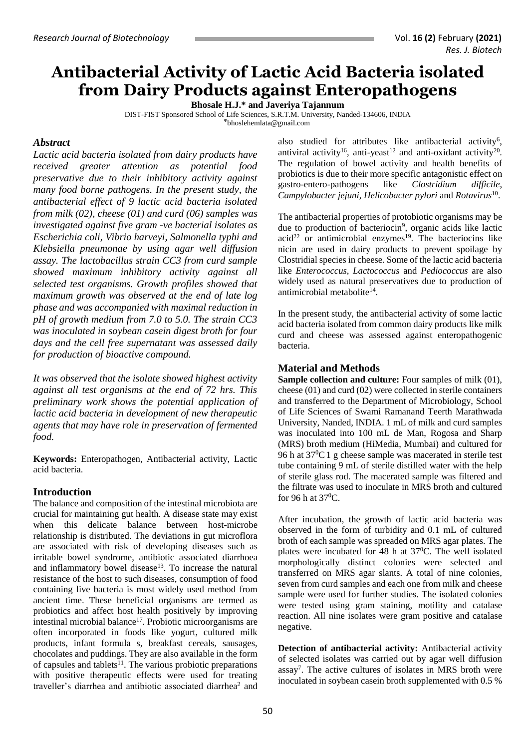# Antibacterial Activity of Lactic Acid Bacteria isolated from Dairy Products against Enteropathogens

**Bhosale H.J.\* and Javeriya Tajannum**

DIST-FIST Sponsored School of Life Sciences, S.R.T.M. University, Nanded-134606, INDIA

\*bhoslehemlata@gmail.com

### *Abstract*

*Lactic acid bacteria isolated from dairy products have received greater attention as potential food preservative due to their inhibitory activity against many food borne pathogens. In the present study, the antibacterial effect of 9 lactic acid bacteria isolated from milk (02), cheese (01) and curd (06) samples was investigated against five gram -ve bacterial isolates as Escherichia coli, Vibrio harveyi, Salmonella typhi and Klebsiella pneumonae by using agar well diffusion assay. The lactobacillus strain CC3 from curd sample showed maximum inhibitory activity against all selected test organisms. Growth profiles showed that maximum growth was observed at the end of late log phase and was accompanied with maximal reduction in pH of growth medium from 7.0 to 5.0. The strain CC3 was inoculated in soybean casein digest broth for four days and the cell free supernatant was assessed daily for production of bioactive compound.*

*It was observed that the isolate showed highest activity against all test organisms at the end of 72 hrs. This preliminary work shows the potential application of lactic acid bacteria in development of new therapeutic agents that may have role in preservation of fermented food.*

**Keywords:** Enteropathogen, Antibacterial activity, Lactic acid bacteria.

### Introduction

The balance and composition of the intestinal microbiota are crucial for maintaining gut health. A disease state may exist when this delicate balance between host-microbe relationship is distributed. The deviations in gut microflora are associated with risk of developing diseases such as irritable bowel syndrome, antibiotic associated diarrhoea and inflammatory bowel disease[13]. To increase the natural resistance of the host to such diseases, consumption of food containing live bacteria is most widely used method from ancient time. These beneficial organisms are termed as probiotics and affect host health positively by improving intestinal microbial balance[17]. Probiotic microorganisms are often incorporated in foods like yogurt, cultured milk products, infant formula s, breakfast cereals, sausages, chocolates and puddings. They are also available in the form of capsules and tablets[11]. The various probiotic preparations with positive therapeutic effects were used for treating traveller's diarrhea and antibiotic associated diarrhea[2] and also studied for attributes like antibacterial activity[6], antiviral activity[16], anti-yeast[12] and anti-oxidant activity[20]. The regulation of bowel activity and health benefits of probiotics is due to their more specific antagonistic effect on gastro-entero-pathogens like *Clostridium difficile*, *Campylobacter jejuni*, *Helicobacter pylori* and *Rotavirus*[10].

The antibacterial properties of protobiotic organisms may be due to production of bacteriocin[9], organic acids like lactic acid[22] or antimicrobial enzymes[19]. The bacteriocins like nicin are used in dairy products to prevent spoilage by Clostridial species in cheese. Some of the lactic acid bacteria like *Enterococcus*, *Lactococcus* and *Pediococcus* are also widely used as natural preservatives due to production of antimicrobial metabolite[14].

In the present study, the antibacterial activity of some lactic acid bacteria isolated from common dairy products like milk curd and cheese was assessed against enteropathogenic bacteria.

### Material and Methods

**Sample collection and culture:** Four samples of milk (01), cheese (01) and curd (02) were collected in sterile containers and transferred to the Department of Microbiology, School of Life Sciences of Swami Ramanand Teerth Marathwada University, Nanded, INDIA. 1 mL of milk and curd samples was inoculated into 100 mL de Man, Rogosa and Sharp (MRS) broth medium (HiMedia, Mumbai) and cultured for 96 h at $37^0$C 1 g cheese sample was macerated in sterile test tube containing 9 mL of sterile distilled water with the help of sterile glass rod. The macerated sample was filtered and the filtrate was used to inoculate in MRS broth and cultured for 96 h at $37^0$C.

After incubation, the growth of lactic acid bacteria was observed in the form of turbidity and 0.1 mL of cultured broth of each sample was spreaded on MRS agar plates. The plates were incubated for 48 h at $37^0$C. The well isolated morphologically distinct colonies were selected and transferred on MRS agar slants. A total of nine colonies, seven from curd samples and each one from milk and cheese sample were used for further studies. The isolated colonies were tested using gram staining, motility and catalase reaction. All nine isolates were gram positive and catalase negative.

**Detection of antibacterial activity:** Antibacterial activity of selected isolates was carried out by agar well diffusion assay[7]. The active cultures of isolates in MRS broth were inoculated in soybean casein broth supplemented with 0.5 %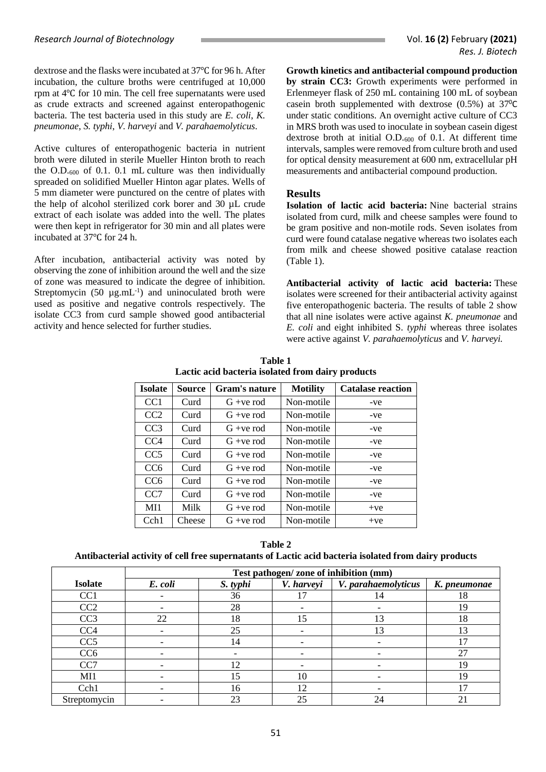dextrose and the flasks were incubated at 37℃ for 96 h. After incubation, the culture broths were centrifuged at 10,000 rpm at 4℃ for 10 min. The cell free supernatants were used as crude extracts and screened against enteropathogenic bacteria. The test bacteria used in this study are *E. coli*, *K. pneumonae*, *S. typhi*, *V. harveyi* and *V. parahaemolyticus*.

Active cultures of enteropathogenic bacteria in nutrient broth were diluted in sterile Mueller Hinton broth to reach the $O.D._{600}$ of 0.1. 0.1 mL culture was then individually spreaded on solidified Mueller Hinton agar plates. Wells of 5 mm diameter were punctured on the centre of plates with the help of alcohol sterilized cork borer and 30 µL crude extract of each isolate was added into the well. The plates were then kept in refrigerator for 30 min and all plates were incubated at 37℃ for 24 h.

After incubation, antibacterial activity was noted by observing the zone of inhibition around the well and the size of zone was measured to indicate the degree of inhibition. Streptomycin (50 $\mu g.mL^{-1}$) and uninoculated broth were used as positive and negative controls respectively. The isolate CC3 from curd sample showed good antibacterial activity and hence selected for further studies.

**Growth kinetics and antibacterial compound production by strain CC3:** Growth experiments were performed in Erlenmeyer flask of 250 mL containing 100 mL of soybean casein broth supplemented with dextrose (0.5%) at 37⁰C under static conditions. An overnight active culture of CC3 in MRS broth was used to inoculate in soybean casein digest dextrose broth at initial $O.D._{600}$ of 0.1. At different time intervals, samples were removed from culture broth and used for optical density measurement at 600 nm, extracellular pH measurements and antibacterial compound production.

## Results

**Isolation of lactic acid bacteria:** Nine bacterial strains isolated from curd, milk and cheese samples were found to be gram positive and non-motile rods. Seven isolates from curd were found catalase negative whereas two isolates each from milk and cheese showed positive catalase reaction (Table 1).

**Antibacterial activity of lactic acid bacteria:** These isolates were screened for their antibacterial activity against five enteropathogenic bacteria. The results of table 2 show that all nine isolates were active against *K. pneumonae* and *E. coli* and eight inhibited S. *typhi* whereas three isolates were active against *V. parahaemolyticus* and *V. harveyi.*

**Table 1**
**Lactic acid bacteria isolated from dairy products**

| Isolate | Source | Gram's nature | Motility | Catalase reaction |
|---|---|---|---|---|
| CC1 | Curd | G +ve rod | Non-motile | -ve |
| CC2 | Curd | G +ve rod | Non-motile | -ve |
| CC3 | Curd | G +ve rod | Non-motile | -ve |
| CC4 | Curd | G +ve rod | Non-motile | -ve |
| CC5 | Curd | G +ve rod | Non-motile | -ve |
| CC6 | Curd | G +ve rod | Non-motile | -ve |
| CC6 | Curd | G +ve rod | Non-motile | -ve |
| CC7 | Curd | G +ve rod | Non-motile | -ve |
| MI1 | Milk | G +ve rod | Non-motile | +ve |
| Cch1 | Cheese | G +ve rod | Non-motile | +ve |

**Table 2**
**Antibacterial activity of cell free supernatants of Lactic acid bacteria isolated from dairy products**

| Isolate | Test pathogen/ zone of inhibition (mm) | | | | |
|---|---|---|---|---|---|
| | *E. coli* | *S. typhi* | *V. harveyi* | *V. parahaemolyticus* | *K. pneumonae* |
| CC1 | - | 36 | 17 | 14 | 18 |
| CC2 | - | 28 | - | - | 19 |
| CC3 | 22 | 18 | 15 | 13 | 18 |
| CC4 | - | 25 | - | 13 | 13 |
| CC5 | - | 14 | - | - | 17 |
| CC6 | - | - | - | - | 27 |
| CC7 | - | 12 | - | - | 19 |
| MI1 | - | 15 | 10 | - | 19 |
| Cch1 | - | 16 | 12 | - | 17 |
| Streptomycin | - | 23 | 25 | 24 | 21 |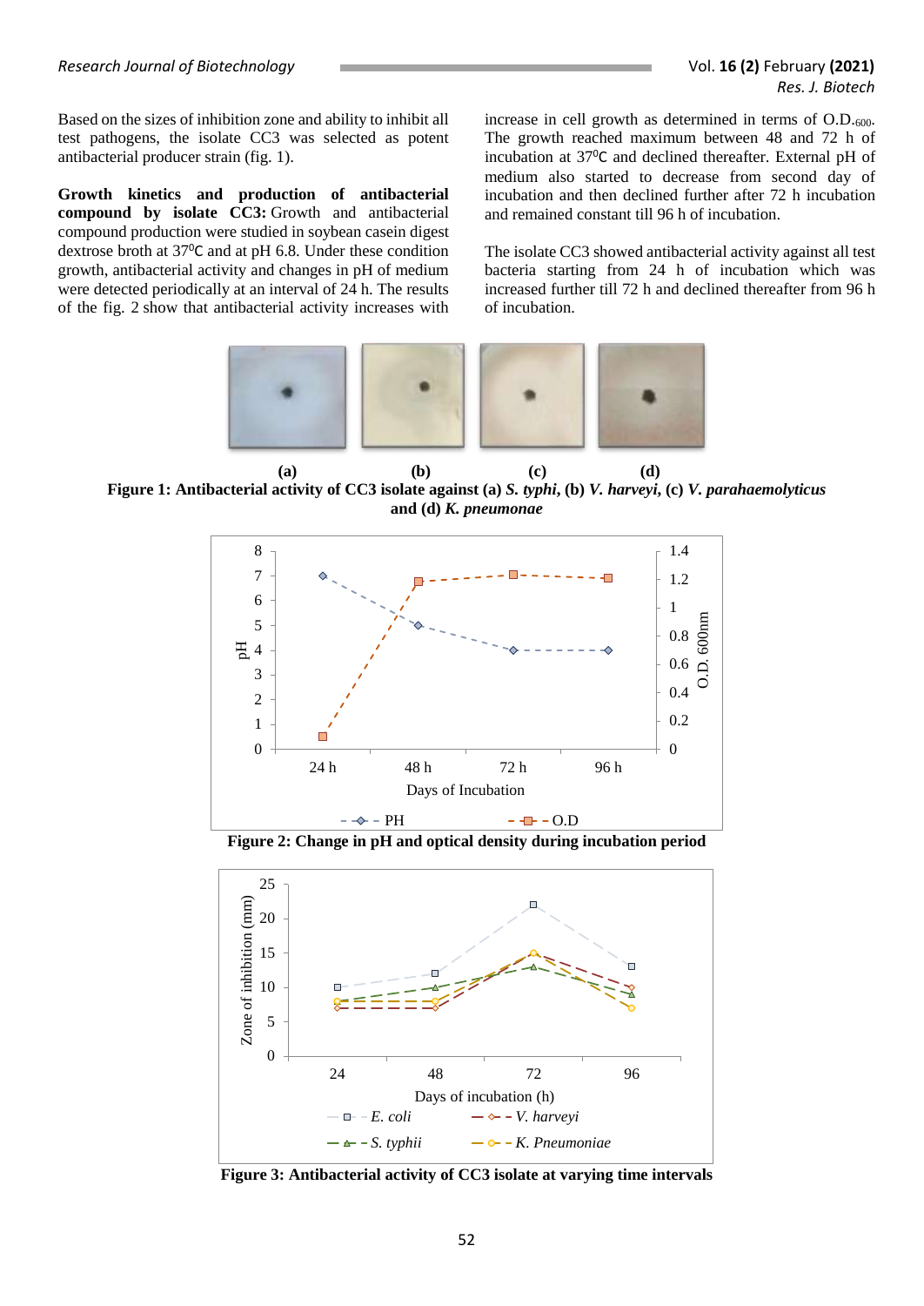Based on the sizes of inhibition zone and ability to inhibit all test pathogens, the isolate CC3 was selected as potent antibacterial producer strain (fig. 1).

**Growth kinetics and production of antibacterial compound by isolate CC3:** Growth and antibacterial compound production were studied in soybean casein digest dextrose broth at 37⁰C and at pH 6.8. Under these condition growth, antibacterial activity and changes in pH of medium were detected periodically at an interval of 24 h. The results of the fig. 2 show that antibacterial activity increases with increase in cell growth as determined in terms of $O.D._{600}$. The growth reached maximum between 48 and 72 h of incubation at 37⁰C and declined thereafter. External pH of medium also started to decrease from second day of incubation and then declined further after 72 h incubation and remained constant till 96 h of incubation.

The isolate CC3 showed antibacterial activity against all test bacteria starting from 24 h of incubation which was increased further till 72 h and declined thereafter from 96 h of incubation.

**Figure 1: Antibacterial activity of CC3 isolate against (a) *S. typhi*, (b) *V. harveyi*, (c) *V. parahaemolyticus* and (d) *K. pneumonae***

**Figure 2: Change in pH and optical density during incubation period**

**Figure 3: Antibacterial activity of CC3 isolate at varying time intervals**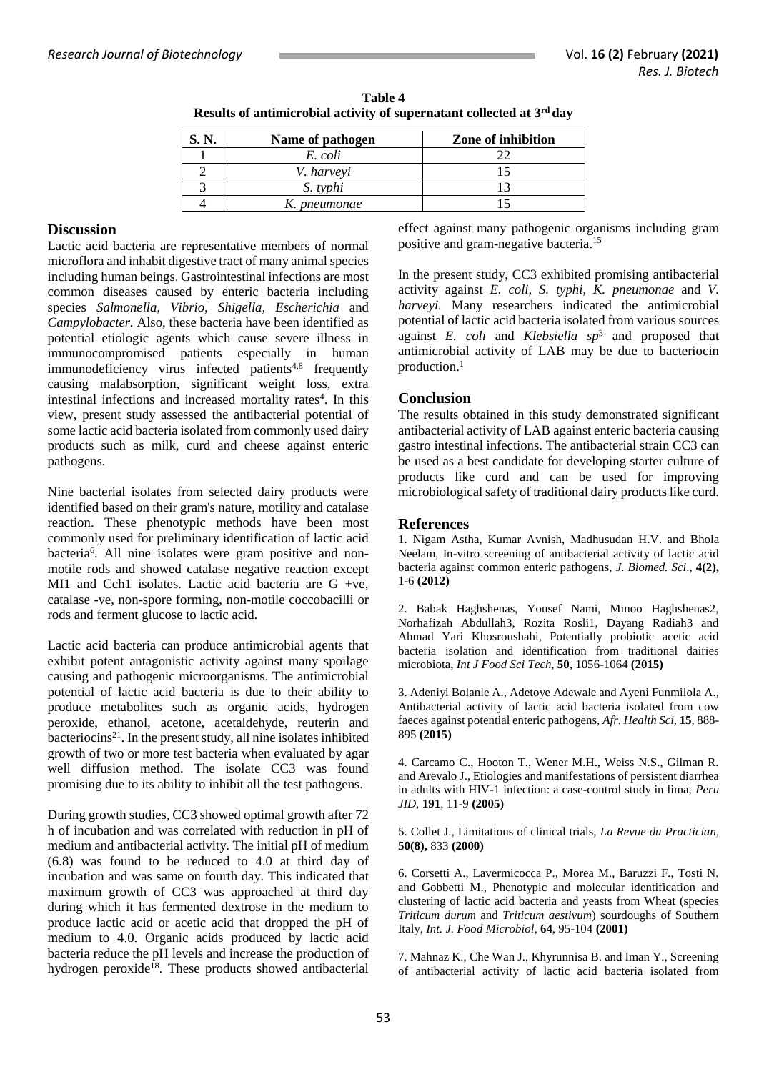**Table 4**
**Results of antimicrobial activity of supernatant collected at 3rd day**

| S. N. | Name of pathogen | Zone of inhibition |
|---|---|---|
| 1 | *E. coli* | 22 |
| 2 | *V. harveyi* | 15 |
| 3 | *S. typhi* | 13 |
| 4 | *K. pneumonae* | 15 |

## Discussion

Lactic acid bacteria are representative members of normal microflora and inhabit digestive tract of many animal species including human beings. Gastrointestinal infections are most common diseases caused by enteric bacteria including species *Salmonella, Vibrio, Shigella, Escherichia* and *Campylobacter.* Also, these bacteria have been identified as potential etiologic agents which cause severe illness in immunocompromised patients especially in human immunodeficiency virus infected patients[4,8] frequently causing malabsorption, significant weight loss, extra intestinal infections and increased mortality rates[4]. In this view, present study assessed the antibacterial potential of some lactic acid bacteria isolated from commonly used dairy products such as milk, curd and cheese against enteric pathogens.

Nine bacterial isolates from selected dairy products were identified based on their gram's nature, motility and catalase reaction. These phenotypic methods have been most commonly used for preliminary identification of lactic acid bacteria[6]. All nine isolates were gram positive and non-motile rods and showed catalase negative reaction except MI1 and Cch1 isolates. Lactic acid bacteria are G +ve, catalase -ve, non-spore forming, non-motile coccobacilli or rods and ferment glucose to lactic acid.

Lactic acid bacteria can produce antimicrobial agents that exhibit potent antagonistic activity against many spoilage causing and pathogenic microorganisms. The antimicrobial potential of lactic acid bacteria is due to their ability to produce metabolites such as organic acids, hydrogen peroxide, ethanol, acetone, acetaldehyde, reuterin and bacteriocins[21]. In the present study, all nine isolates inhibited growth of two or more test bacteria when evaluated by agar well diffusion method. The isolate CC3 was found promising due to its ability to inhibit all the test pathogens.

During growth studies, CC3 showed optimal growth after 72 h of incubation and was correlated with reduction in pH of medium and antibacterial activity. The initial pH of medium (6.8) was found to be reduced to 4.0 at third day of incubation and was same on fourth day. This indicated that maximum growth of CC3 was approached at third day during which it has fermented dextrose in the medium to produce lactic acid or acetic acid that dropped the pH of medium to 4.0. Organic acids produced by lactic acid bacteria reduce the pH levels and increase the production of hydrogen peroxide[18]. These products showed antibacterial effect against many pathogenic organisms including gram positive and gram-negative bacteria.[15]

In the present study, CC3 exhibited promising antibacterial activity against *E. coli, S. typhi, K. pneumonae* and *V. harveyi.* Many researchers indicated the antimicrobial potential of lactic acid bacteria isolated from various sources against *E. coli* and *Klebsiella sp*[3] and proposed that antimicrobial activity of LAB may be due to bacteriocin production.[1]

## Conclusion

The results obtained in this study demonstrated significant antibacterial activity of LAB against enteric bacteria causing gastro intestinal infections. The antibacterial strain CC3 can be used as a best candidate for developing starter culture of products like curd and can be used for improving microbiological safety of traditional dairy products like curd.

## References

1. Nigam Astha, Kumar Avnish, Madhusudan H.V. and Bhola Neelam, In-vitro screening of antibacterial activity of lactic acid bacteria against common enteric pathogens, *J. Biomed. Sci*., **4(2),** 1-6 **(2012)**

2. Babak Haghshenas, Yousef Nami, Minoo Haghshenas2, Norhafizah Abdullah3, Rozita Rosli1, Dayang Radiah3 and Ahmad Yari Khosroushahi, Potentially probiotic acetic acid bacteria isolation and identification from traditional dairies microbiota, *Int J Food Sci Tech*, **50**, 1056-1064 **(2015)**

3. Adeniyi Bolanle A., Adetoye Adewale and Ayeni Funmilola A., Antibacterial activity of lactic acid bacteria isolated from cow faeces against potential enteric pathogens, *Afr. Health Sci*, **15**, 888-895 **(2015)**

4. Carcamo C., Hooton T., Wener M.H., Weiss N.S., Gilman R. and Arevalo J., Etiologies and manifestations of persistent diarrhea in adults with HIV-1 infection: a case-control study in lima, *Peru JID*, **191**, 11-9 **(2005)**

5. Collet J., Limitations of clinical trials, *La Revue du Practician*, **50(8),** 833 **(2000)**

6. Corsetti A., Lavermicocca P., Morea M., Baruzzi F., Tosti N. and Gobbetti M., Phenotypic and molecular identification and clustering of lactic acid bacteria and yeasts from Wheat (species *Triticum durum* and *Triticum aestivum*) sourdoughs of Southern Italy, *Int. J. Food Microbiol*, **64**, 95-104 **(2001)**

7. Mahnaz K., Che Wan J., Khyrunnisa B. and Iman Y., Screening of antibacterial activity of lactic acid bacteria isolated from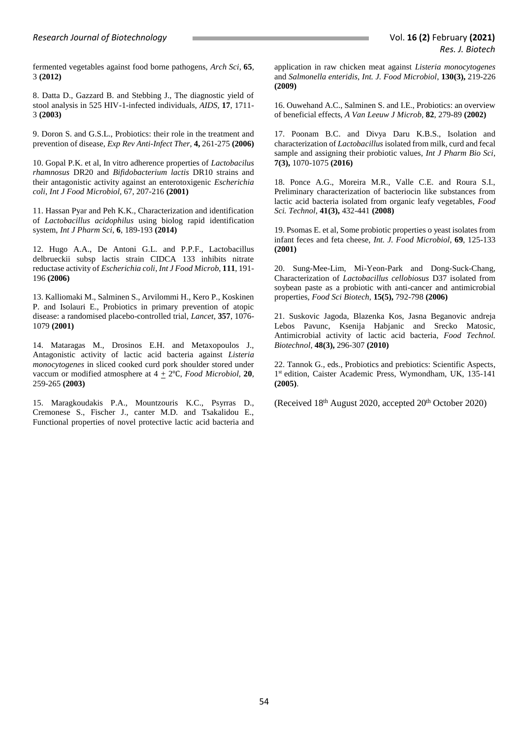fermented vegetables against food borne pathogens, *Arch Sci*, **65**, 3 **(2012)**

8. Datta D., Gazzard B. and Stebbing J., The diagnostic yield of stool analysis in 525 HIV-1-infected individuals, *AIDS*, **17**, 1711-3 **(2003)**

9. Doron S. and G.S.L., Probiotics: their role in the treatment and prevention of disease, *Exp Rev Anti-Infect Ther*, **4,** 261-275 **(2006)**

10. Gopal P.K. et al, In vitro adherence properties of *Lactobacilus rhamnosus* DR20 and *Bifidobacterium lactis* DR10 strains and their antagonistic activity against an enterotoxigenic *Escherichia coli*, *Int J Food Microbiol*, 67, 207-216 **(2001)**

11. Hassan Pyar and Peh K.K., Characterization and identification of *Lactobacillus acidophilus* using biolog rapid identification system, *Int J Pharm Sci*, **6**, 189-193 **(2014)**

12. Hugo A.A., De Antoni G.L. and P.P.F., Lactobacillus delbrueckii subsp lactis strain CIDCA 133 inhibits nitrate reductase activity of *Escherichia coli*, *Int J Food Microb*, **111**, 191-196 **(2006)**

13. Kalliomaki M., Salminen S., Arvilommi H., Kero P., Koskinen P. and Isolauri E., Probiotics in primary prevention of atopic disease: a randomised placebo-controlled trial, *Lancet*, **357**, 1076-1079 **(2001)**

14. Mataragas M., Drosinos E.H. and Metaxopoulos J., Antagonistic activity of lactic acid bacteria against *Listeria monocytogenes* in sliced cooked curd pork shoulder stored under vaccum or modified atmosphere at 4 ± 2°C, *Food Microbiol*, **20**, 259-265 **(2003)**

15. Maragkoudakis P.A., Mountzouris K.C., Psyrras D., Cremonese S., Fischer J., canter M.D. and Tsakalidou E., Functional properties of novel protective lactic acid bacteria and application in raw chicken meat against *Listeria monocytogenes* and *Salmonella enteridis*, *Int. J. Food Microbiol*, **130(3),** 219-226 **(2009)**

16. Ouwehand A.C., Salminen S. and I.E., Probiotics: an overview of beneficial effects, *A Van Leeuw J Microb*, **82**, 279-89 **(2002)**

17. Poonam B.C. and Divya Daru K.B.S., Isolation and characterization of *Lactobacillus* isolated from milk, curd and fecal sample and assigning their probiotic values, *Int J Pharm Bio Sci*, **7(3),** 1070-1075 **(2016)**

18. Ponce A.G., Moreira M.R., Valle C.E. and Roura S.I., Preliminary characterization of bacteriocin like substances from lactic acid bacteria isolated from organic leafy vegetables, *Food Sci. Technol*, **41(3),** 432-441 **(2008)**

19. Psomas E. et al, Some probiotic properties o yeast isolates from infant feces and feta cheese, *Int. J. Food Microbiol*, **69**, 125-133 **(2001)**

20. Sung-Mee-Lim, Mi-Yeon-Park and Dong-Suck-Chang, Characterization of *Lactobacillus cellobiosus* D37 isolated from soybean paste as a probiotic with anti-cancer and antimicrobial properties, *Food Sci Biotech*, **15(5),** 792-798 **(2006)**

21. Suskovic Jagoda, Blazenka Kos, Jasna Beganovic andreja Lebos Pavunc, Ksenija Habjanic and Srecko Matosic, Antimicrobial activity of lactic acid bacteria, *Food Technol. Biotechnol*, **48(3),** 296-307 **(2010)**

22. Tannok G., eds., Probiotics and prebiotics: Scientific Aspects, 1st edition, Caister Academic Press, Wymondham, UK, 135-141 **(2005)**.

(Received 18th August 2020, accepted 20th October 2020)